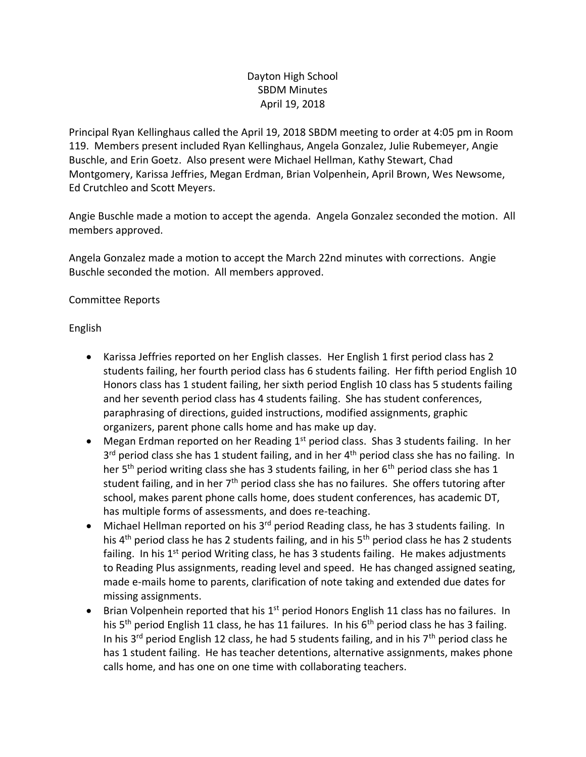Dayton High School
SBDM Minutes
April 19, 2018

Principal Ryan Kellinghaus called the April 19, 2018 SBDM meeting to order at 4:05 pm in Room 119. Members present included Ryan Kellinghaus, Angela Gonzalez, Julie Rubemeyer, Angie Buschle, and Erin Goetz. Also present were Michael Hellman, Kathy Stewart, Chad Montgomery, Karissa Jeffries, Megan Erdman, Brian Volpenhein, April Brown, Wes Newsome, Ed Crutchleo and Scott Meyers.

Angie Buschle made a motion to accept the agenda. Angela Gonzalez seconded the motion. All members approved.

Angela Gonzalez made a motion to accept the March 22nd minutes with corrections. Angie Buschle seconded the motion. All members approved.

Committee Reports

English

- Karissa Jeffries reported on her English classes. Her English 1 first period class has 2 students failing, her fourth period class has 6 students failing. Her fifth period English 10 Honors class has 1 student failing, her sixth period English 10 class has 5 students failing and her seventh period class has 4 students failing. She has student conferences, paraphrasing of directions, guided instructions, modified assignments, graphic organizers, parent phone calls home and has make up day.
- Megan Erdman reported on her Reading 1st period class. Shas 3 students failing. In her 3rd period class she has 1 student failing, and in her 4th period class she has no failing. In her 5th period writing class she has 3 students failing, in her 6th period class she has 1 student failing, and in her 7th period class she has no failures. She offers tutoring after school, makes parent phone calls home, does student conferences, has academic DT, has multiple forms of assessments, and does re-teaching.
- Michael Hellman reported on his 3rd period Reading class, he has 3 students failing. In his 4th period class he has 2 students failing, and in his 5th period class he has 2 students failing. In his 1st period Writing class, he has 3 students failing. He makes adjustments to Reading Plus assignments, reading level and speed. He has changed assigned seating, made e-mails home to parents, clarification of note taking and extended due dates for missing assignments.
- Brian Volpenhein reported that his 1st period Honors English 11 class has no failures. In his 5th period English 11 class, he has 11 failures. In his 6th period class he has 3 failing. In his 3rd period English 12 class, he had 5 students failing, and in his 7th period class he has 1 student failing. He has teacher detentions, alternative assignments, makes phone calls home, and has one on one time with collaborating teachers.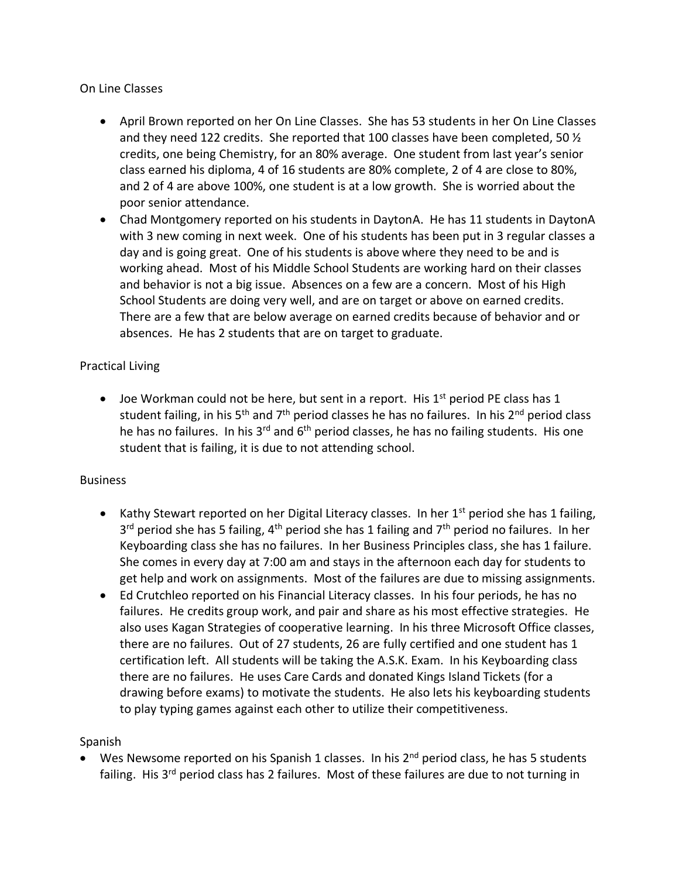On Line Classes

- April Brown reported on her On Line Classes. She has 53 students in her On Line Classes and they need 122 credits. She reported that 100 classes have been completed, 50 ½ credits, one being Chemistry, for an 80% average. One student from last year's senior class earned his diploma, 4 of 16 students are 80% complete, 2 of 4 are close to 80%, and 2 of 4 are above 100%, one student is at a low growth. She is worried about the poor senior attendance.
- Chad Montgomery reported on his students in DaytonA. He has 11 students in DaytonA with 3 new coming in next week. One of his students has been put in 3 regular classes a day and is going great. One of his students is above where they need to be and is working ahead. Most of his Middle School Students are working hard on their classes and behavior is not a big issue. Absences on a few are a concern. Most of his High School Students are doing very well, and are on target or above on earned credits. There are a few that are below average on earned credits because of behavior and or absences. He has 2 students that are on target to graduate.

Practical Living

- Joe Workman could not be here, but sent in a report. His 1st period PE class has 1 student failing, in his 5th and 7th period classes he has no failures. In his 2nd period class he has no failures. In his 3rd and 6th period classes, he has no failing students. His one student that is failing, it is due to not attending school.

Business

- Kathy Stewart reported on her Digital Literacy classes. In her 1st period she has 1 failing, 3rd period she has 5 failing, 4th period she has 1 failing and 7th period no failures. In her Keyboarding class she has no failures. In her Business Principles class, she has 1 failure. She comes in every day at 7:00 am and stays in the afternoon each day for students to get help and work on assignments. Most of the failures are due to missing assignments.
- Ed Crutchleo reported on his Financial Literacy classes. In his four periods, he has no failures. He credits group work, and pair and share as his most effective strategies. He also uses Kagan Strategies of cooperative learning. In his three Microsoft Office classes, there are no failures. Out of 27 students, 26 are fully certified and one student has 1 certification left. All students will be taking the A.S.K. Exam. In his Keyboarding class there are no failures. He uses Care Cards and donated Kings Island Tickets (for a drawing before exams) to motivate the students. He also lets his keyboarding students to play typing games against each other to utilize their competitiveness.

Spanish

- Wes Newsome reported on his Spanish 1 classes. In his 2nd period class, he has 5 students failing. His 3rd period class has 2 failures. Most of these failures are due to not turning in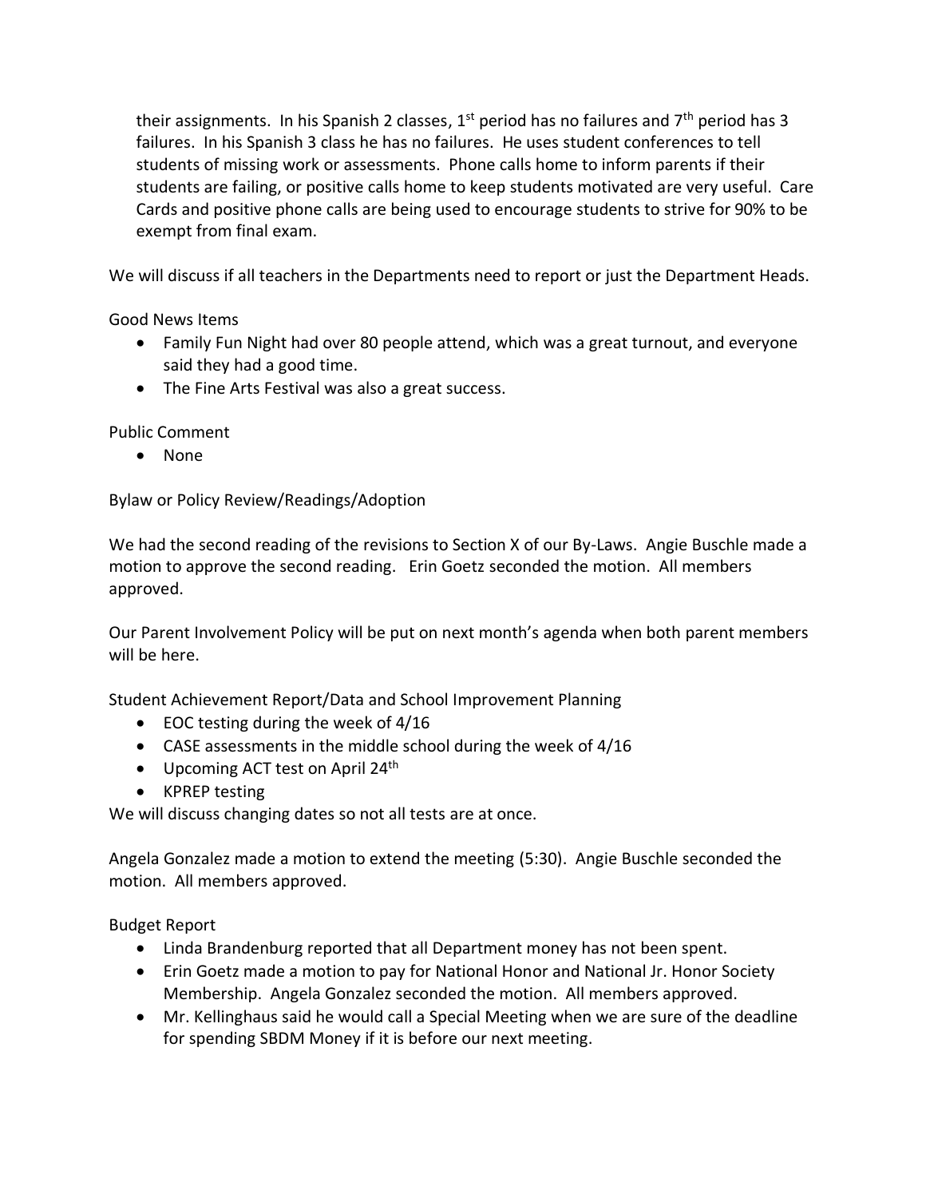their assignments. In his Spanish 2 classes, 1st period has no failures and 7th period has 3 failures. In his Spanish 3 class he has no failures. He uses student conferences to tell students of missing work or assessments. Phone calls home to inform parents if their students are failing, or positive calls home to keep students motivated are very useful. Care Cards and positive phone calls are being used to encourage students to strive for 90% to be exempt from final exam.

We will discuss if all teachers in the Departments need to report or just the Department Heads.

Good News Items

- Family Fun Night had over 80 people attend, which was a great turnout, and everyone said they had a good time.
- The Fine Arts Festival was also a great success.

Public Comment

- None

Bylaw or Policy Review/Readings/Adoption

We had the second reading of the revisions to Section X of our By-Laws. Angie Buschle made a motion to approve the second reading. Erin Goetz seconded the motion. All members approved.

Our Parent Involvement Policy will be put on next month's agenda when both parent members will be here.

Student Achievement Report/Data and School Improvement Planning

- EOC testing during the week of 4/16
- CASE assessments in the middle school during the week of 4/16
- Upcoming ACT test on April 24th
- KPREP testing

We will discuss changing dates so not all tests are at once.

Angela Gonzalez made a motion to extend the meeting (5:30). Angie Buschle seconded the motion. All members approved.

Budget Report

- Linda Brandenburg reported that all Department money has not been spent.
- Erin Goetz made a motion to pay for National Honor and National Jr. Honor Society Membership. Angela Gonzalez seconded the motion. All members approved.
- Mr. Kellinghaus said he would call a Special Meeting when we are sure of the deadline for spending SBDM Money if it is before our next meeting.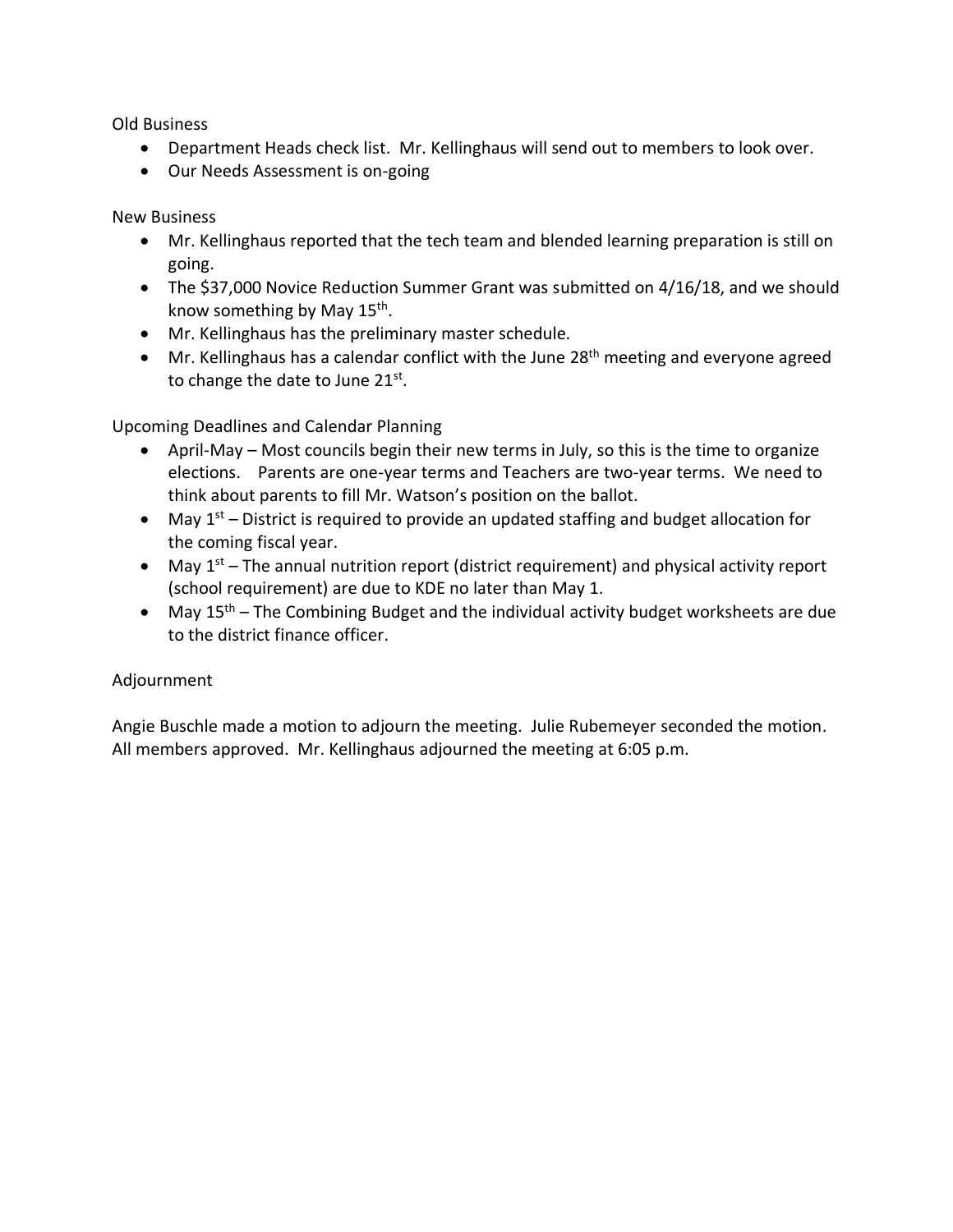Old Business

- Department Heads check list. Mr. Kellinghaus will send out to members to look over.
- Our Needs Assessment is on-going

New Business

- Mr. Kellinghaus reported that the tech team and blended learning preparation is still on going.
- The $37,000 Novice Reduction Summer Grant was submitted on 4/16/18, and we should know something by May 15th.
- Mr. Kellinghaus has the preliminary master schedule.
- Mr. Kellinghaus has a calendar conflict with the June 28th meeting and everyone agreed to change the date to June 21st.

Upcoming Deadlines and Calendar Planning

- April-May – Most councils begin their new terms in July, so this is the time to organize elections. Parents are one-year terms and Teachers are two-year terms. We need to think about parents to fill Mr. Watson's position on the ballot.
- May 1st – District is required to provide an updated staffing and budget allocation for the coming fiscal year.
- May 1st – The annual nutrition report (district requirement) and physical activity report (school requirement) are due to KDE no later than May 1.
- May 15th – The Combining Budget and the individual activity budget worksheets are due to the district finance officer.

Adjournment

Angie Buschle made a motion to adjourn the meeting. Julie Rubemeyer seconded the motion. All members approved. Mr. Kellinghaus adjourned the meeting at 6:05 p.m.